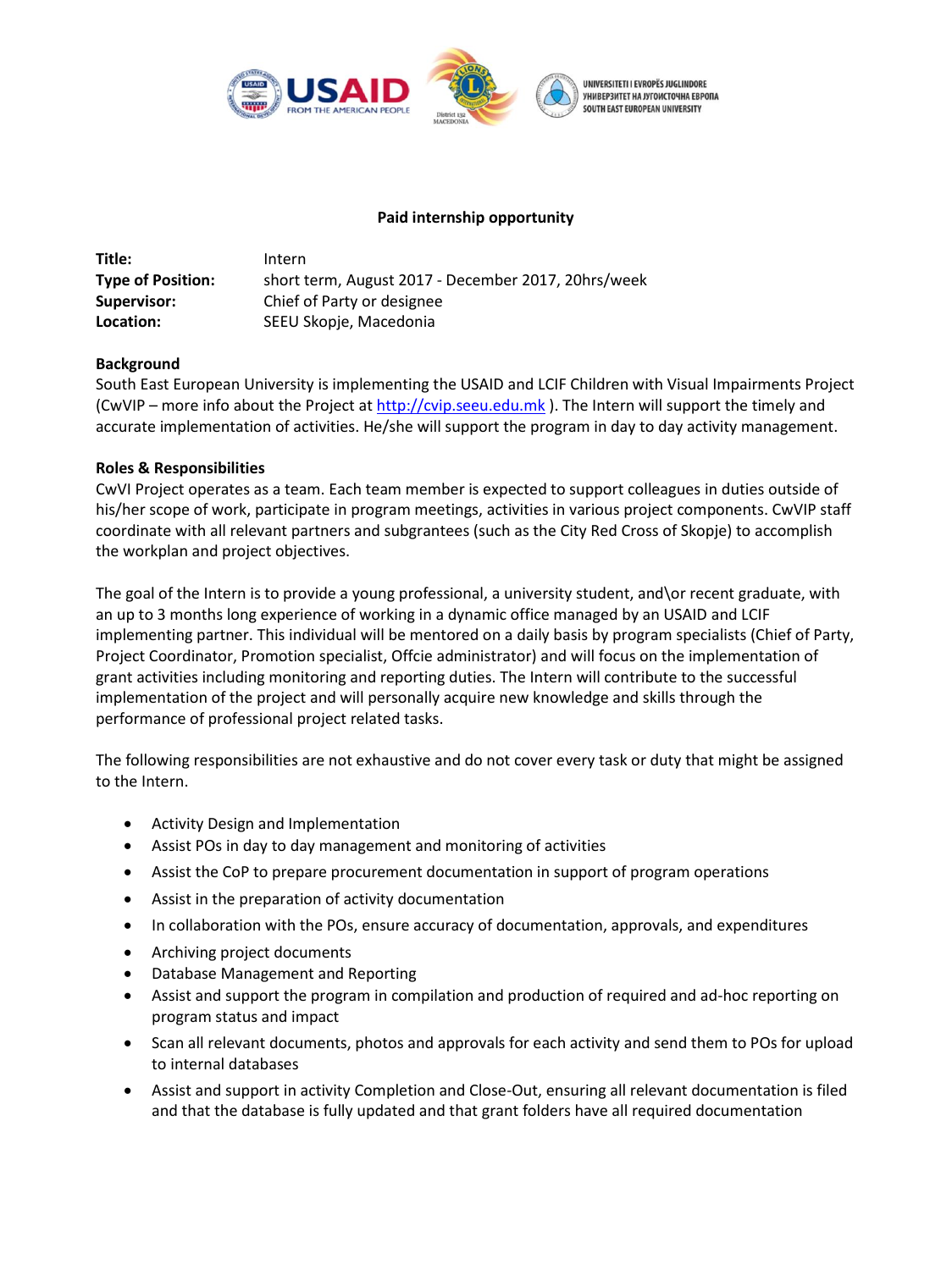**Paid internship opportunity**

| | |
|---|---|
| **Title:** | Intern |
| **Type of Position:** | short term, August 2017 - December 2017, 20hrs/week |
| **Supervisor:** | Chief of Party or designee |
| **Location:** | SEEU Skopje, Macedonia |

**Background**

South East European University is implementing the USAID and LCIF Children with Visual Impairments Project (CwVIP – more info about the Project at http://cvip.seeu.edu.mk ). The Intern will support the timely and accurate implementation of activities. He/she will support the program in day to day activity management.

**Roles & Responsibilities**

CwVI Project operates as a team. Each team member is expected to support colleagues in duties outside of his/her scope of work, participate in program meetings, activities in various project components. CwVIP staff coordinate with all relevant partners and subgrantees (such as the City Red Cross of Skopje) to accomplish the workplan and project objectives.

The goal of the Intern is to provide a young professional, a university student, and\or recent graduate, with an up to 3 months long experience of working in a dynamic office managed by an USAID and LCIF implementing partner. This individual will be mentored on a daily basis by program specialists (Chief of Party, Project Coordinator, Promotion specialist, Offcie administrator) and will focus on the implementation of grant activities including monitoring and reporting duties. The Intern will contribute to the successful implementation of the project and will personally acquire new knowledge and skills through the performance of professional project related tasks.

The following responsibilities are not exhaustive and do not cover every task or duty that might be assigned to the Intern.

- Activity Design and Implementation
- Assist POs in day to day management and monitoring of activities
- Assist the CoP to prepare procurement documentation in support of program operations
- Assist in the preparation of activity documentation
- In collaboration with the POs, ensure accuracy of documentation, approvals, and expenditures
- Archiving project documents
- Database Management and Reporting
- Assist and support the program in compilation and production of required and ad-hoc reporting on program status and impact
- Scan all relevant documents, photos and approvals for each activity and send them to POs for upload to internal databases
- Assist and support in activity Completion and Close-Out, ensuring all relevant documentation is filed and that the database is fully updated and that grant folders have all required documentation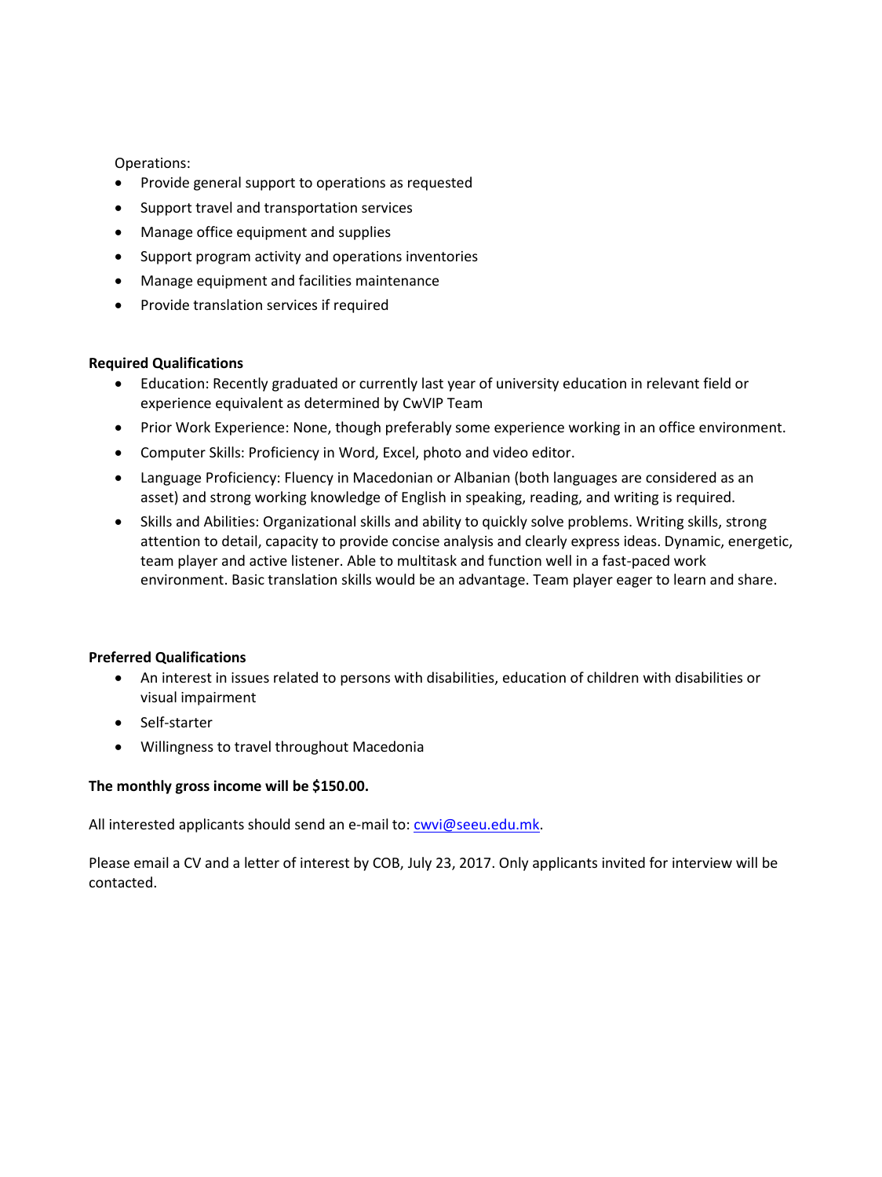Operations:

- Provide general support to operations as requested
- Support travel and transportation services
- Manage office equipment and supplies
- Support program activity and operations inventories
- Manage equipment and facilities maintenance
- Provide translation services if required

**Required Qualifications**

- Education: Recently graduated or currently last year of university education in relevant field or experience equivalent as determined by CwVIP Team
- Prior Work Experience: None, though preferably some experience working in an office environment.
- Computer Skills: Proficiency in Word, Excel, photo and video editor.
- Language Proficiency: Fluency in Macedonian or Albanian (both languages are considered as an asset) and strong working knowledge of English in speaking, reading, and writing is required.
- Skills and Abilities: Organizational skills and ability to quickly solve problems. Writing skills, strong attention to detail, capacity to provide concise analysis and clearly express ideas. Dynamic, energetic, team player and active listener. Able to multitask and function well in a fast-paced work environment. Basic translation skills would be an advantage. Team player eager to learn and share.

**Preferred Qualifications**

- An interest in issues related to persons with disabilities, education of children with disabilities or visual impairment
- Self-starter
- Willingness to travel throughout Macedonia

**The monthly gross income will be $150.00.**

All interested applicants should send an e-mail to: [cwvi@seeu.edu.mk](mailto:cwvi@seeu.edu.mk).

Please email a CV and a letter of interest by COB, July 23, 2017. Only applicants invited for interview will be contacted.